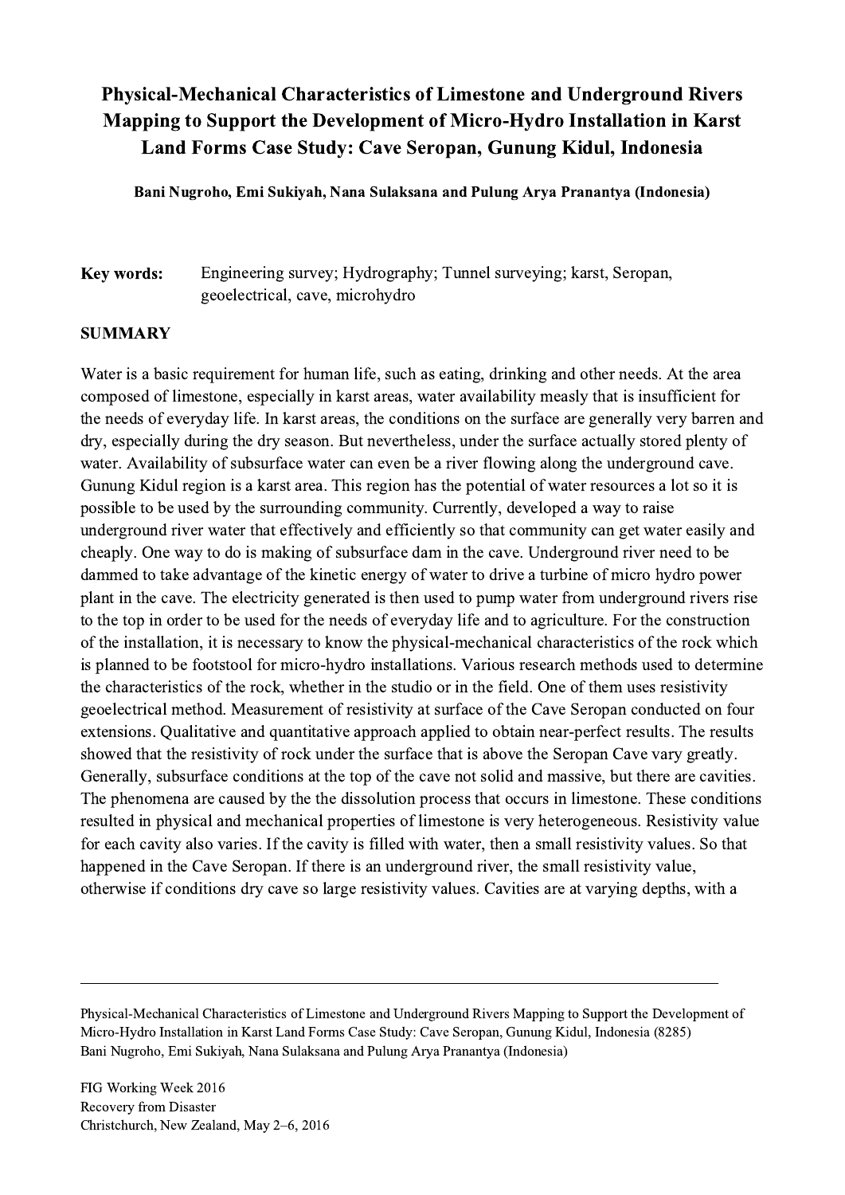# Physical-Mechanical Characteristics of Limestone and Underground Rivers Mapping to Support the Development of Micro-Hydro Installation in Karst Land Forms Case Study: Cave Seropan, Gunung Kidul, Indonesia

**Bani Nugroho, Emi Sukiyah, Nana Sulaksana and Pulung Arya Pranantya (Indonesia)**

**Key words:** Engineering survey; Hydrography; Tunnel surveying; karst, Seropan, geoelectrical, cave, microhydro

## SUMMARY

Water is a basic requirement for human life, such as eating, drinking and other needs. At the area composed of limestone, especially in karst areas, water availability measly that is insufficient for the needs of everyday life. In karst areas, the conditions on the surface are generally very barren and dry, especially during the dry season. But nevertheless, under the surface actually stored plenty of water. Availability of subsurface water can even be a river flowing along the underground cave. Gunung Kidul region is a karst area. This region has the potential of water resources a lot so it is possible to be used by the surrounding community. Currently, developed a way to raise underground river water that effectively and efficiently so that community can get water easily and cheaply. One way to do is making of subsurface dam in the cave. Underground river need to be dammed to take advantage of the kinetic energy of water to drive a turbine of micro hydro power plant in the cave. The electricity generated is then used to pump water from underground rivers rise to the top in order to be used for the needs of everyday life and to agriculture. For the construction of the installation, it is necessary to know the physical-mechanical characteristics of the rock which is planned to be footstool for micro-hydro installations. Various research methods used to determine the characteristics of the rock, whether in the studio or in the field. One of them uses resistivity geoelectrical method. Measurement of resistivity at surface of the Cave Seropan conducted on four extensions. Qualitative and quantitative approach applied to obtain near-perfect results. The results showed that the resistivity of rock under the surface that is above the Seropan Cave vary greatly. Generally, subsurface conditions at the top of the cave not solid and massive, but there are cavities. The phenomena are caused by the the dissolution process that occurs in limestone. These conditions resulted in physical and mechanical properties of limestone is very heterogeneous. Resistivity value for each cavity also varies. If the cavity is filled with water, then a small resistivity values. So that happened in the Cave Seropan. If there is an underground river, the small resistivity value, otherwise if conditions dry cave so large resistivity values. Cavities are at varying depths, with a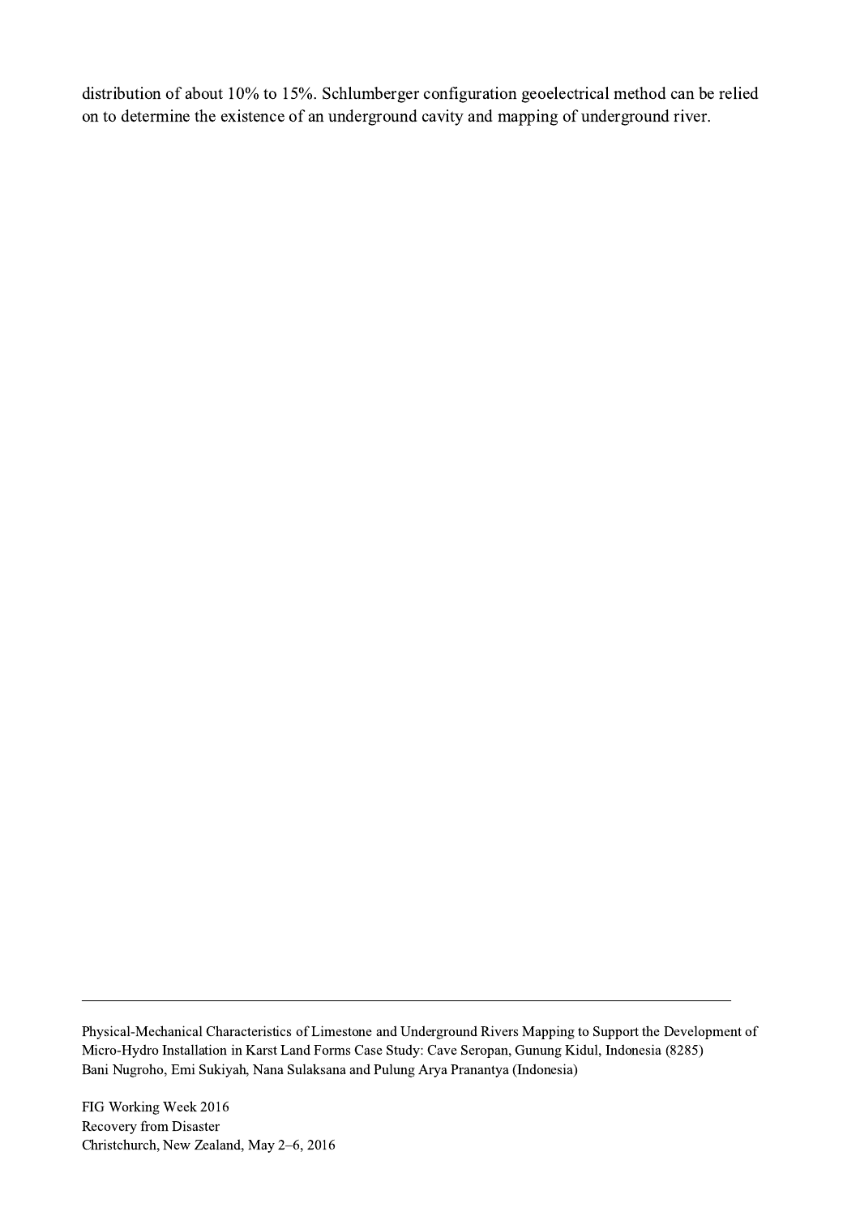distribution of about 10% to 15%. Schlumberger configuration geoelectrical method can be relied on to determine the existence of an underground cavity and mapping of underground river.